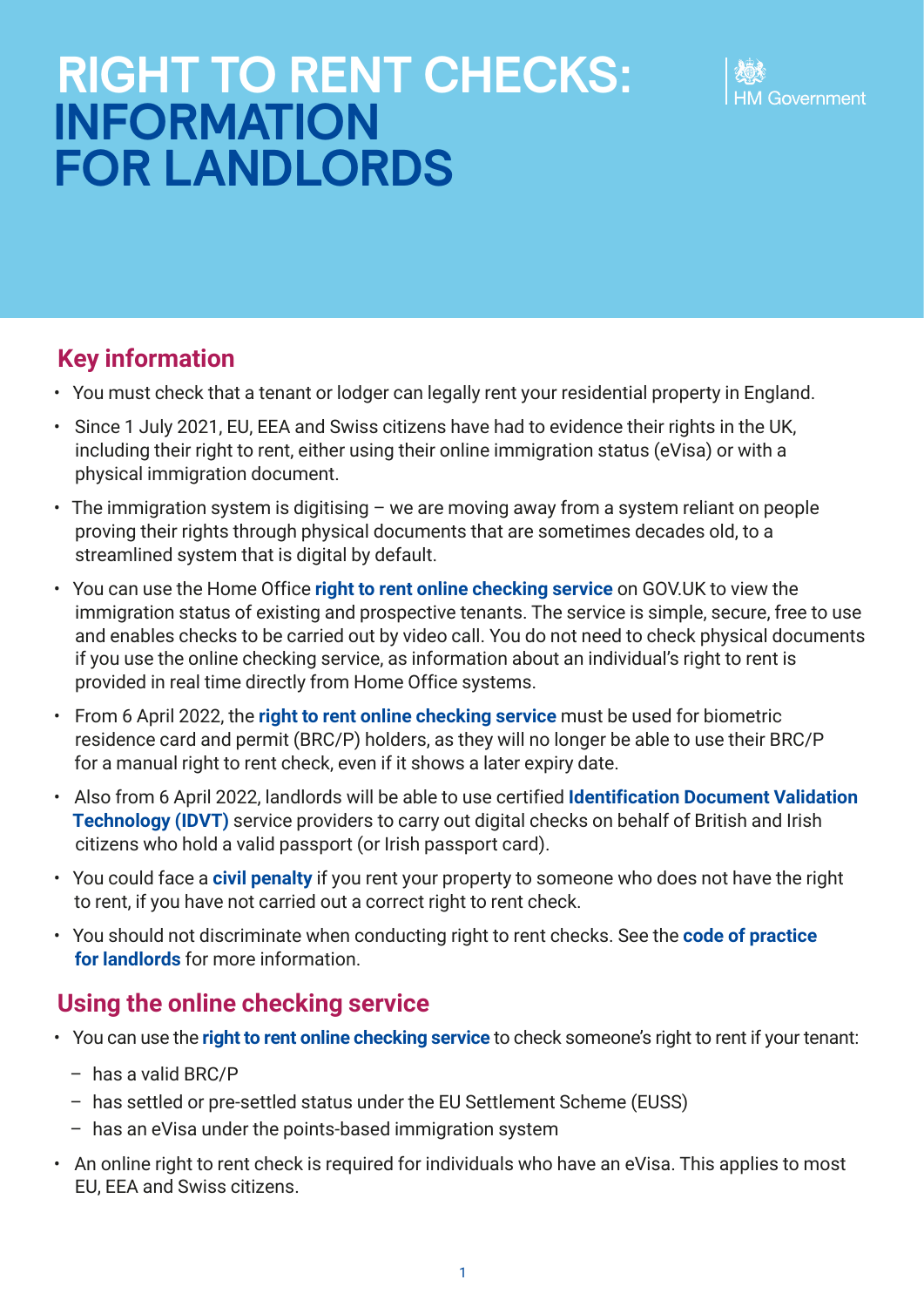# RIGHT TO RENT CHECKS: INFORMATION FOR LANDLORDS

HM Government

## Key information

- You must check that a tenant or lodger can legally rent your residential property in England.
- Since 1 July 2021, EU, EEA and Swiss citizens have had to evidence their rights in the UK, including their right to rent, either using their online immigration status (eVisa) or with a physical immigration document.
- The immigration system is digitising – we are moving away from a system reliant on people proving their rights through physical documents that are sometimes decades old, to a streamlined system that is digital by default.
- You can use the Home Office **right to rent online checking service** on GOV.UK to view the immigration status of existing and prospective tenants. The service is simple, secure, free to use and enables checks to be carried out by video call. You do not need to check physical documents if you use the online checking service, as information about an individual's right to rent is provided in real time directly from Home Office systems.
- From 6 April 2022, the **right to rent online checking service** must be used for biometric residence card and permit (BRC/P) holders, as they will no longer be able to use their BRC/P for a manual right to rent check, even if it shows a later expiry date.
- Also from 6 April 2022, landlords will be able to use certified **Identification Document Validation Technology (IDVT)** service providers to carry out digital checks on behalf of British and Irish citizens who hold a valid passport (or Irish passport card).
- You could face a **civil penalty** if you rent your property to someone who does not have the right to rent, if you have not carried out a correct right to rent check.
- You should not discriminate when conducting right to rent checks. See the **code of practice for landlords** for more information.

## Using the online checking service

- You can use the **right to rent online checking service** to check someone's right to rent if your tenant:
  - has a valid BRC/P
  - has settled or pre-settled status under the EU Settlement Scheme (EUSS)
  - has an eVisa under the points-based immigration system
- An online right to rent check is required for individuals who have an eVisa. This applies to most EU, EEA and Swiss citizens.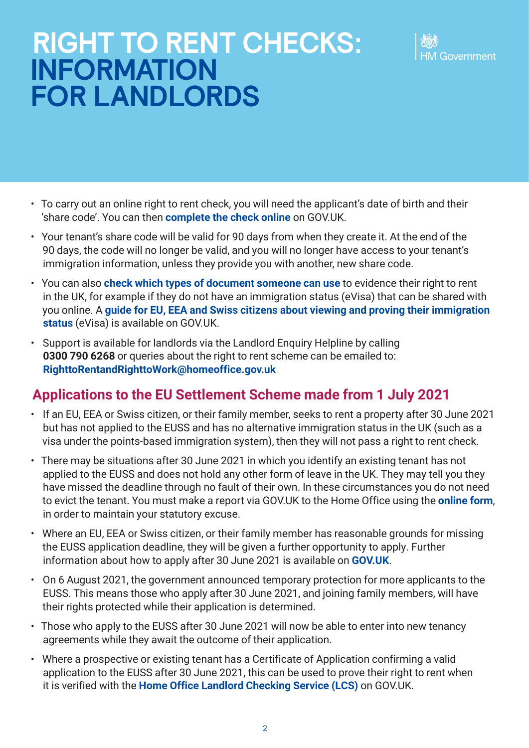# RIGHT TO RENT CHECKS: INFORMATION FOR LANDLORDS

HM Government

- To carry out an online right to rent check, you will need the applicant's date of birth and their 'share code'. You can then **complete the check online** on GOV.UK.
- Your tenant's share code will be valid for 90 days from when they create it. At the end of the 90 days, the code will no longer be valid, and you will no longer have access to your tenant's immigration information, unless they provide you with another, new share code.
- You can also **check which types of document someone can use** to evidence their right to rent in the UK, for example if they do not have an immigration status (eVisa) that can be shared with you online. A **guide for EU, EEA and Swiss citizens about viewing and proving their immigration status** (eVisa) is available on GOV.UK.
- Support is available for landlords via the Landlord Enquiry Helpline by calling **0300 790 6268** or queries about the right to rent scheme can be emailed to: **RighttoRentandRighttoWork@homeoffice.gov.uk**

## Applications to the EU Settlement Scheme made from 1 July 2021

- If an EU, EEA or Swiss citizen, or their family member, seeks to rent a property after 30 June 2021 but has not applied to the EUSS and has no alternative immigration status in the UK (such as a visa under the points-based immigration system), then they will not pass a right to rent check.
- There may be situations after 30 June 2021 in which you identify an existing tenant has not applied to the EUSS and does not hold any other form of leave in the UK. They may tell you they have missed the deadline through no fault of their own. In these circumstances you do not need to evict the tenant. You must make a report via GOV.UK to the Home Office using the **online form**, in order to maintain your statutory excuse.
- Where an EU, EEA or Swiss citizen, or their family member has reasonable grounds for missing the EUSS application deadline, they will be given a further opportunity to apply. Further information about how to apply after 30 June 2021 is available on **GOV.UK**.
- On 6 August 2021, the government announced temporary protection for more applicants to the EUSS. This means those who apply after 30 June 2021, and joining family members, will have their rights protected while their application is determined.
- Those who apply to the EUSS after 30 June 2021 will now be able to enter into new tenancy agreements while they await the outcome of their application.
- Where a prospective or existing tenant has a Certificate of Application confirming a valid application to the EUSS after 30 June 2021, this can be used to prove their right to rent when it is verified with the **Home Office Landlord Checking Service (LCS)** on GOV.UK.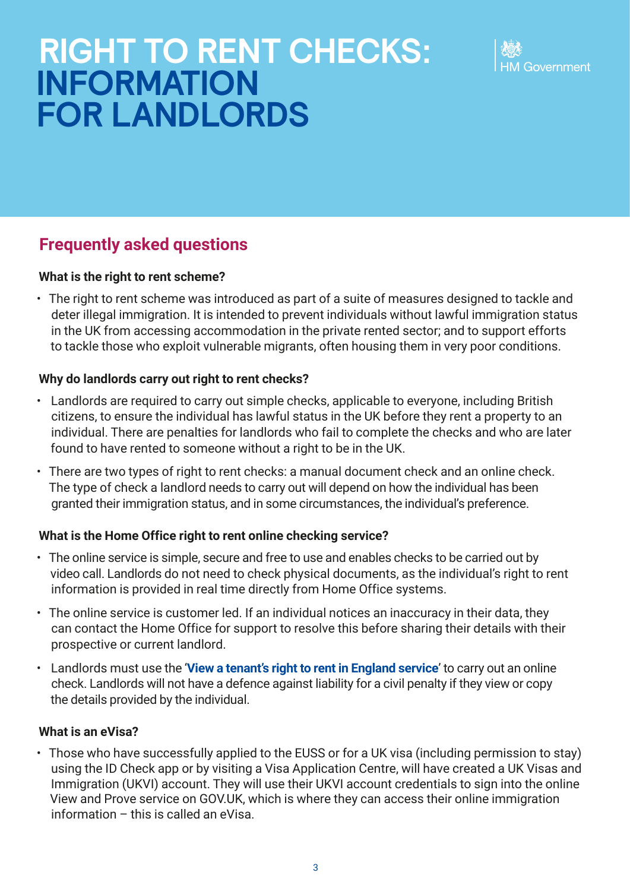# RIGHT TO RENT CHECKS: INFORMATION FOR LANDLORDS

HM Government

## Frequently asked questions

### What is the right to rent scheme?

- The right to rent scheme was introduced as part of a suite of measures designed to tackle and deter illegal immigration. It is intended to prevent individuals without lawful immigration status in the UK from accessing accommodation in the private rented sector; and to support efforts to tackle those who exploit vulnerable migrants, often housing them in very poor conditions.

### Why do landlords carry out right to rent checks?

- Landlords are required to carry out simple checks, applicable to everyone, including British citizens, to ensure the individual has lawful status in the UK before they rent a property to an individual. There are penalties for landlords who fail to complete the checks and who are later found to have rented to someone without a right to be in the UK.
- There are two types of right to rent checks: a manual document check and an online check. The type of check a landlord needs to carry out will depend on how the individual has been granted their immigration status, and in some circumstances, the individual's preference.

### What is the Home Office right to rent online checking service?

- The online service is simple, secure and free to use and enables checks to be carried out by video call. Landlords do not need to check physical documents, as the individual's right to rent information is provided in real time directly from Home Office systems.
- The online service is customer led. If an individual notices an inaccuracy in their data, they can contact the Home Office for support to resolve this before sharing their details with their prospective or current landlord.
- Landlords must use the '**View a tenant's right to rent in England service**' to carry out an online check. Landlords will not have a defence against liability for a civil penalty if they view or copy the details provided by the individual.

### What is an eVisa?

- Those who have successfully applied to the EUSS or for a UK visa (including permission to stay) using the ID Check app or by visiting a Visa Application Centre, will have created a UK Visas and Immigration (UKVI) account. They will use their UKVI account credentials to sign into the online View and Prove service on GOV.UK, which is where they can access their online immigration information – this is called an eVisa.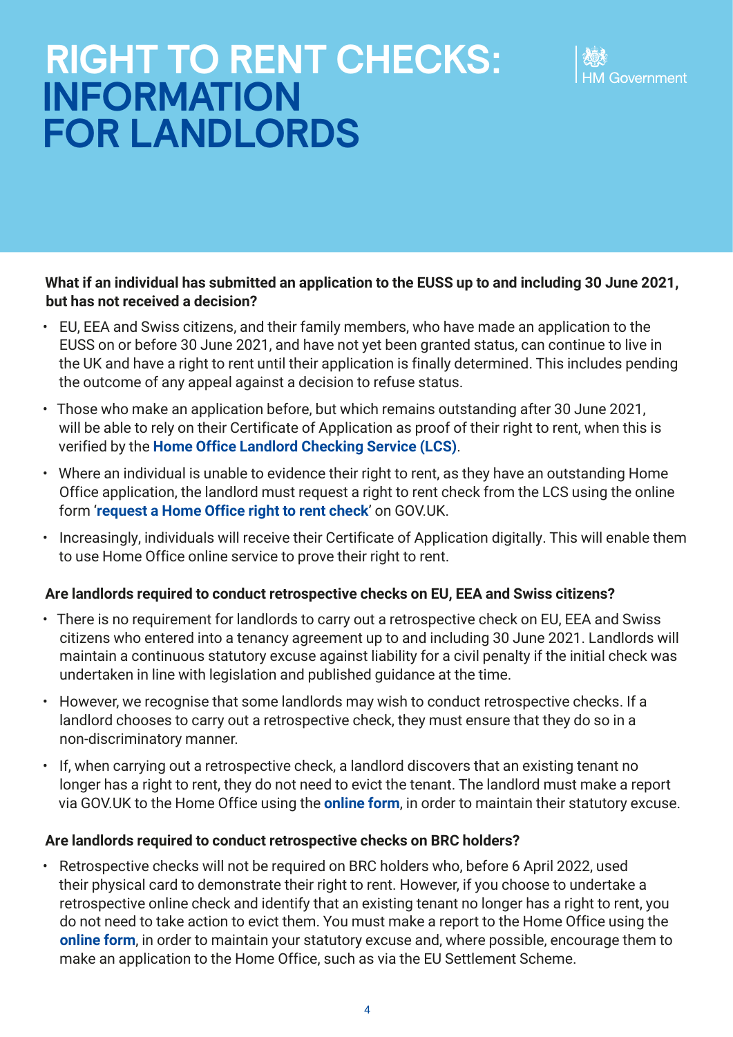# RIGHT TO RENT CHECKS: INFORMATION FOR LANDLORDS

HM Government

**What if an individual has submitted an application to the EUSS up to and including 30 June 2021, but has not received a decision?**

- EU, EEA and Swiss citizens, and their family members, who have made an application to the EUSS on or before 30 June 2021, and have not yet been granted status, can continue to live in the UK and have a right to rent until their application is finally determined. This includes pending the outcome of any appeal against a decision to refuse status.
- Those who make an application before, but which remains outstanding after 30 June 2021, will be able to rely on their Certificate of Application as proof of their right to rent, when this is verified by the **Home Office Landlord Checking Service (LCS)**.
- Where an individual is unable to evidence their right to rent, as they have an outstanding Home Office application, the landlord must request a right to rent check from the LCS using the online form '**request a Home Office right to rent check**' on GOV.UK.
- Increasingly, individuals will receive their Certificate of Application digitally. This will enable them to use Home Office online service to prove their right to rent.

**Are landlords required to conduct retrospective checks on EU, EEA and Swiss citizens?**

- There is no requirement for landlords to carry out a retrospective check on EU, EEA and Swiss citizens who entered into a tenancy agreement up to and including 30 June 2021. Landlords will maintain a continuous statutory excuse against liability for a civil penalty if the initial check was undertaken in line with legislation and published guidance at the time.
- However, we recognise that some landlords may wish to conduct retrospective checks. If a landlord chooses to carry out a retrospective check, they must ensure that they do so in a non-discriminatory manner.
- If, when carrying out a retrospective check, a landlord discovers that an existing tenant no longer has a right to rent, they do not need to evict the tenant. The landlord must make a report via GOV.UK to the Home Office using the **online form**, in order to maintain their statutory excuse.

**Are landlords required to conduct retrospective checks on BRC holders?**

- Retrospective checks will not be required on BRC holders who, before 6 April 2022, used their physical card to demonstrate their right to rent. However, if you choose to undertake a retrospective online check and identify that an existing tenant no longer has a right to rent, you do not need to take action to evict them. You must make a report to the Home Office using the **online form**, in order to maintain your statutory excuse and, where possible, encourage them to make an application to the Home Office, such as via the EU Settlement Scheme.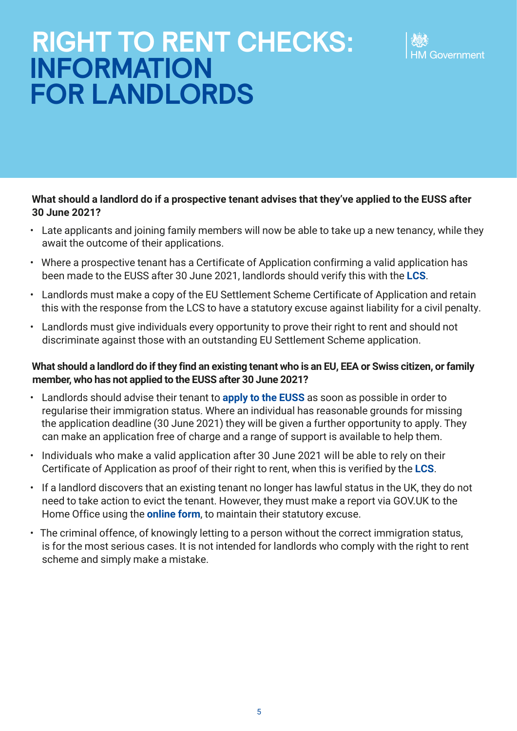# RIGHT TO RENT CHECKS: INFORMATION FOR LANDLORDS

HM Government

**What should a landlord do if a prospective tenant advises that they've applied to the EUSS after 30 June 2021?**

- Late applicants and joining family members will now be able to take up a new tenancy, while they await the outcome of their applications.
- Where a prospective tenant has a Certificate of Application confirming a valid application has been made to the EUSS after 30 June 2021, landlords should verify this with the **LCS**.
- Landlords must make a copy of the EU Settlement Scheme Certificate of Application and retain this with the response from the LCS to have a statutory excuse against liability for a civil penalty.
- Landlords must give individuals every opportunity to prove their right to rent and should not discriminate against those with an outstanding EU Settlement Scheme application.

**What should a landlord do if they find an existing tenant who is an EU, EEA or Swiss citizen, or family member, who has not applied to the EUSS after 30 June 2021?**

- Landlords should advise their tenant to **apply to the EUSS** as soon as possible in order to regularise their immigration status. Where an individual has reasonable grounds for missing the application deadline (30 June 2021) they will be given a further opportunity to apply. They can make an application free of charge and a range of support is available to help them.
- Individuals who make a valid application after 30 June 2021 will be able to rely on their Certificate of Application as proof of their right to rent, when this is verified by the **LCS**.
- If a landlord discovers that an existing tenant no longer has lawful status in the UK, they do not need to take action to evict the tenant. However, they must make a report via GOV.UK to the Home Office using the **online form**, to maintain their statutory excuse.
- The criminal offence, of knowingly letting to a person without the correct immigration status, is for the most serious cases. It is not intended for landlords who comply with the right to rent scheme and simply make a mistake.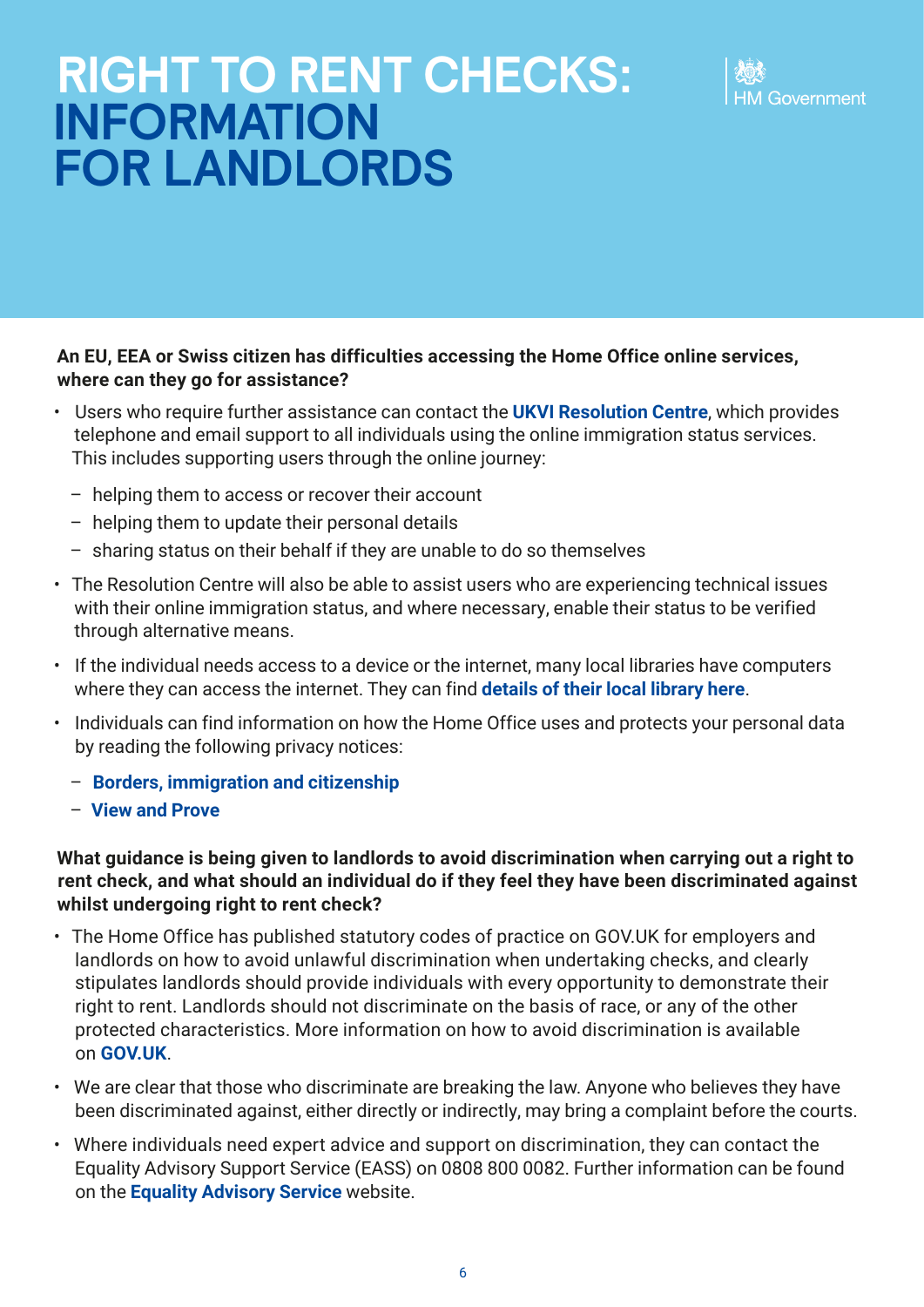# RIGHT TO RENT CHECKS: INFORMATION FOR LANDLORDS

HM Government

**An EU, EEA or Swiss citizen has difficulties accessing the Home Office online services, where can they go for assistance?**

- Users who require further assistance can contact the **UKVI Resolution Centre**, which provides telephone and email support to all individuals using the online immigration status services. This includes supporting users through the online journey:
  - helping them to access or recover their account
  - helping them to update their personal details
  - sharing status on their behalf if they are unable to do so themselves
- The Resolution Centre will also be able to assist users who are experiencing technical issues with their online immigration status, and where necessary, enable their status to be verified through alternative means.
- If the individual needs access to a device or the internet, many local libraries have computers where they can access the internet. They can find **details of their local library here**.
- Individuals can find information on how the Home Office uses and protects your personal data by reading the following privacy notices:
  - **Borders, immigration and citizenship**
  - **View and Prove**

**What guidance is being given to landlords to avoid discrimination when carrying out a right to rent check, and what should an individual do if they feel they have been discriminated against whilst undergoing right to rent check?**

- The Home Office has published statutory codes of practice on GOV.UK for employers and landlords on how to avoid unlawful discrimination when undertaking checks, and clearly stipulates landlords should provide individuals with every opportunity to demonstrate their right to rent. Landlords should not discriminate on the basis of race, or any of the other protected characteristics. More information on how to avoid discrimination is available on **GOV.UK**.
- We are clear that those who discriminate are breaking the law. Anyone who believes they have been discriminated against, either directly or indirectly, may bring a complaint before the courts.
- Where individuals need expert advice and support on discrimination, they can contact the Equality Advisory Support Service (EASS) on 0808 800 0082. Further information can be found on the **Equality Advisory Service** website.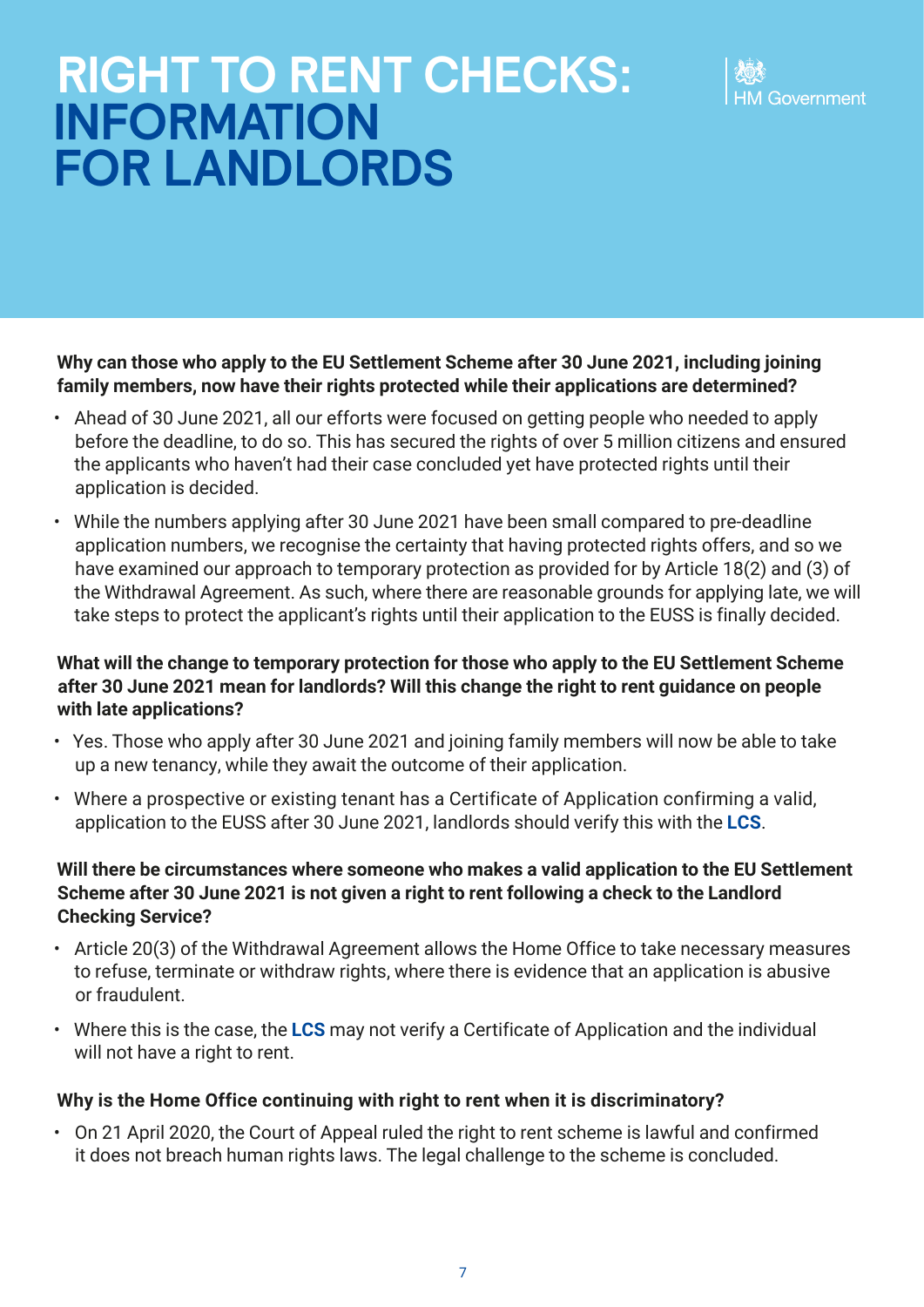# RIGHT TO RENT CHECKS: INFORMATION FOR LANDLORDS

HM Government

**Why can those who apply to the EU Settlement Scheme after 30 June 2021, including joining family members, now have their rights protected while their applications are determined?**

- Ahead of 30 June 2021, all our efforts were focused on getting people who needed to apply before the deadline, to do so. This has secured the rights of over 5 million citizens and ensured the applicants who haven't had their case concluded yet have protected rights until their application is decided.
- While the numbers applying after 30 June 2021 have been small compared to pre-deadline application numbers, we recognise the certainty that having protected rights offers, and so we have examined our approach to temporary protection as provided for by Article 18(2) and (3) of the Withdrawal Agreement. As such, where there are reasonable grounds for applying late, we will take steps to protect the applicant's rights until their application to the EUSS is finally decided.

**What will the change to temporary protection for those who apply to the EU Settlement Scheme after 30 June 2021 mean for landlords? Will this change the right to rent guidance on people with late applications?**

- Yes. Those who apply after 30 June 2021 and joining family members will now be able to take up a new tenancy, while they await the outcome of their application.
- Where a prospective or existing tenant has a Certificate of Application confirming a valid, application to the EUSS after 30 June 2021, landlords should verify this with the **LCS**.

**Will there be circumstances where someone who makes a valid application to the EU Settlement Scheme after 30 June 2021 is not given a right to rent following a check to the Landlord Checking Service?**

- Article 20(3) of the Withdrawal Agreement allows the Home Office to take necessary measures to refuse, terminate or withdraw rights, where there is evidence that an application is abusive or fraudulent.
- Where this is the case, the **LCS** may not verify a Certificate of Application and the individual will not have a right to rent.

**Why is the Home Office continuing with right to rent when it is discriminatory?**

- On 21 April 2020, the Court of Appeal ruled the right to rent scheme is lawful and confirmed it does not breach human rights laws. The legal challenge to the scheme is concluded.